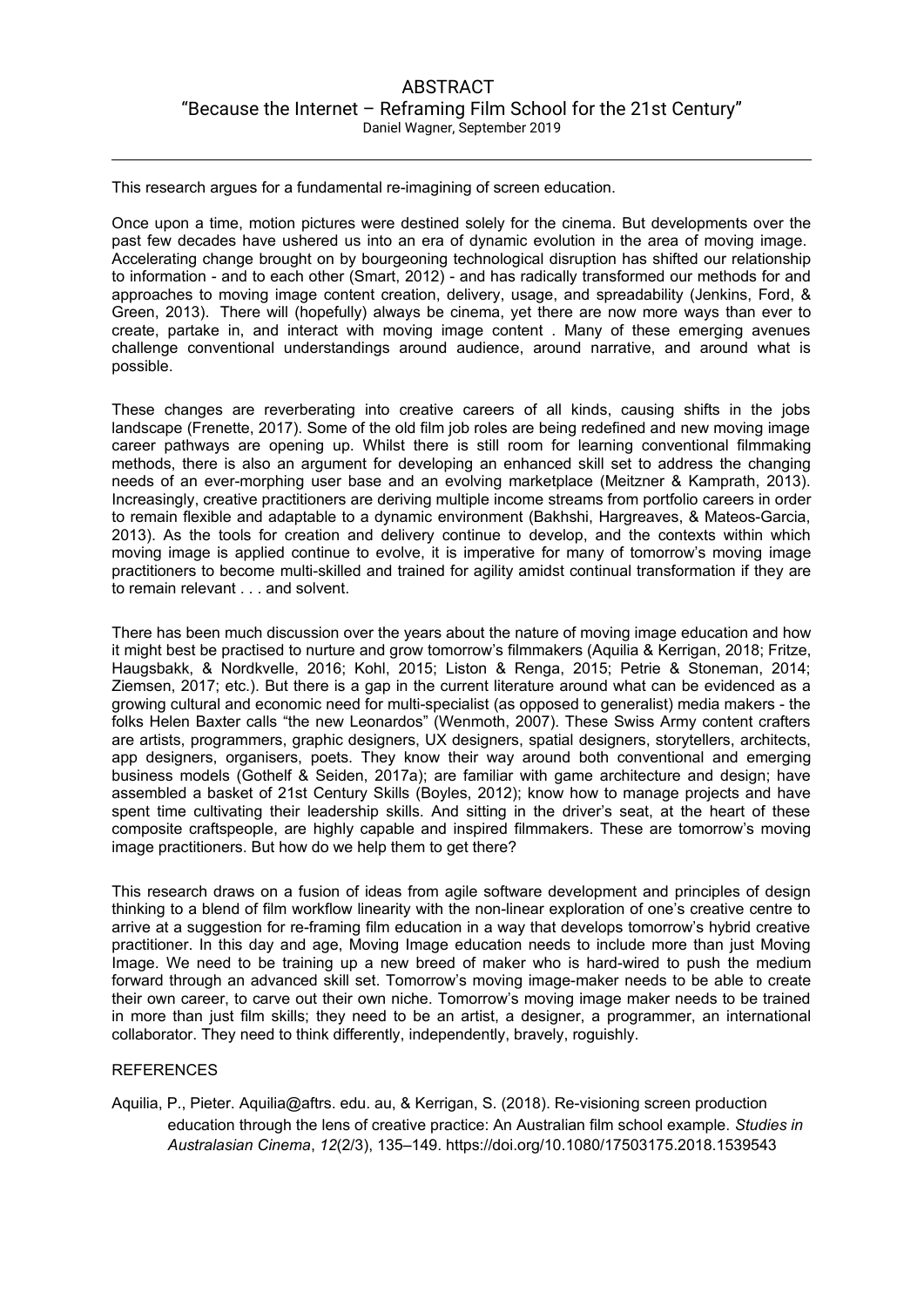# ABSTRACT

## "Because the Internet – Reframing Film School for the 21st Century"

Daniel Wagner, September 2019

---

This research argues for a fundamental re-imagining of screen education.

Once upon a time, motion pictures were destined solely for the cinema. But developments over the past few decades have ushered us into an era of dynamic evolution in the area of moving image. Accelerating change brought on by bourgeoning technological disruption has shifted our relationship to information - and to each other (Smart, 2012) - and has radically transformed our methods for and approaches to moving image content creation, delivery, usage, and spreadability (Jenkins, Ford, & Green, 2013). There will (hopefully) always be cinema, yet there are now more ways than ever to create, partake in, and interact with moving image content . Many of these emerging avenues challenge conventional understandings around audience, around narrative, and around what is possible.

These changes are reverberating into creative careers of all kinds, causing shifts in the jobs landscape (Frenette, 2017). Some of the old film job roles are being redefined and new moving image career pathways are opening up. Whilst there is still room for learning conventional filmmaking methods, there is also an argument for developing an enhanced skill set to address the changing needs of an ever-morphing user base and an evolving marketplace (Meitzner & Kamprath, 2013). Increasingly, creative practitioners are deriving multiple income streams from portfolio careers in order to remain flexible and adaptable to a dynamic environment (Bakhshi, Hargreaves, & Mateos-Garcia, 2013). As the tools for creation and delivery continue to develop, and the contexts within which moving image is applied continue to evolve, it is imperative for many of tomorrow's moving image practitioners to become multi-skilled and trained for agility amidst continual transformation if they are to remain relevant . . . and solvent.

There has been much discussion over the years about the nature of moving image education and how it might best be practised to nurture and grow tomorrow's filmmakers (Aquilia & Kerrigan, 2018; Fritze, Haugsbakk, & Nordkvelle, 2016; Kohl, 2015; Liston & Renga, 2015; Petrie & Stoneman, 2014; Ziemsen, 2017; etc.). But there is a gap in the current literature around what can be evidenced as a growing cultural and economic need for multi-specialist (as opposed to generalist) media makers - the folks Helen Baxter calls "the new Leonardos" (Wenmoth, 2007). These Swiss Army content crafters are artists, programmers, graphic designers, UX designers, spatial designers, storytellers, architects, app designers, organisers, poets. They know their way around both conventional and emerging business models (Gothelf & Seiden, 2017a); are familiar with game architecture and design; have assembled a basket of 21st Century Skills (Boyles, 2012); know how to manage projects and have spent time cultivating their leadership skills. And sitting in the driver's seat, at the heart of these composite craftspeople, are highly capable and inspired filmmakers. These are tomorrow's moving image practitioners. But how do we help them to get there?

This research draws on a fusion of ideas from agile software development and principles of design thinking to a blend of film workflow linearity with the non-linear exploration of one's creative centre to arrive at a suggestion for re-framing film education in a way that develops tomorrow's hybrid creative practitioner. In this day and age, Moving Image education needs to include more than just Moving Image. We need to be training up a new breed of maker who is hard-wired to push the medium forward through an advanced skill set. Tomorrow's moving image-maker needs to be able to create their own career, to carve out their own niche. Tomorrow's moving image maker needs to be trained in more than just film skills; they need to be an artist, a designer, a programmer, an international collaborator. They need to think differently, independently, bravely, roguishly.

## REFERENCES

Aquilia, P., Pieter. Aquilia@aftrs. edu. au, & Kerrigan, S. (2018). Re-visioning screen production education through the lens of creative practice: An Australian film school example. *Studies in Australasian Cinema*, *12*(2/3), 135–149. https://doi.org/10.1080/17503175.2018.1539543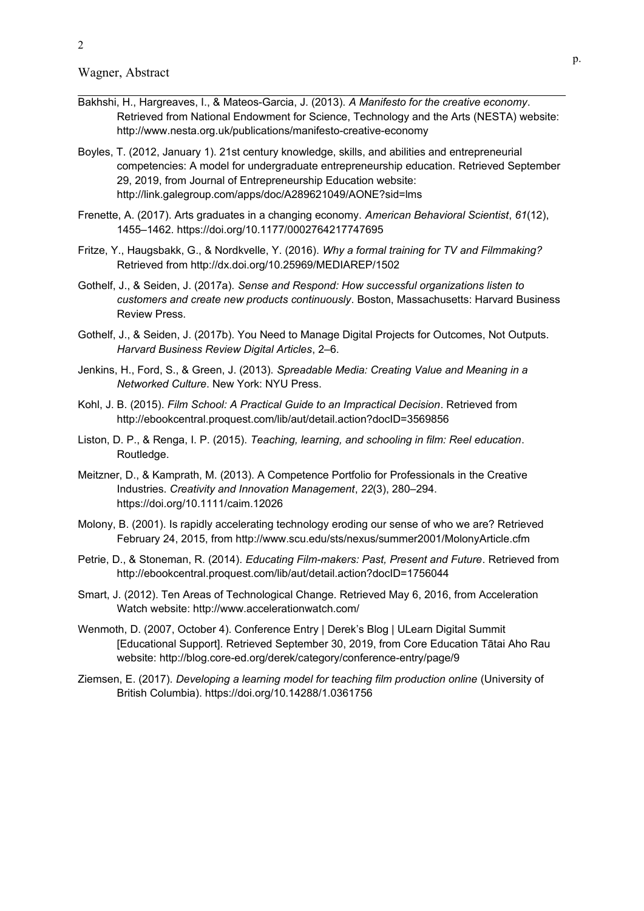Bakhshi, H., Hargreaves, I., & Mateos-Garcia, J. (2013). *A Manifesto for the creative economy*. Retrieved from National Endowment for Science, Technology and the Arts (NESTA) website: http://www.nesta.org.uk/publications/manifesto-creative-economy

Boyles, T. (2012, January 1). 21st century knowledge, skills, and abilities and entrepreneurial competencies: A model for undergraduate entrepreneurship education. Retrieved September 29, 2019, from Journal of Entrepreneurship Education website: http://link.galegroup.com/apps/doc/A289621049/AONE?sid=lms

Frenette, A. (2017). Arts graduates in a changing economy. *American Behavioral Scientist*, *61*(12), 1455–1462. https://doi.org/10.1177/0002764217747695

Fritze, Y., Haugsbakk, G., & Nordkvelle, Y. (2016). *Why a formal training for TV and Filmmaking?* Retrieved from http://dx.doi.org/10.25969/MEDIAREP/1502

Gothelf, J., & Seiden, J. (2017a). *Sense and Respond: How successful organizations listen to customers and create new products continuously*. Boston, Massachusetts: Harvard Business Review Press.

Gothelf, J., & Seiden, J. (2017b). You Need to Manage Digital Projects for Outcomes, Not Outputs. *Harvard Business Review Digital Articles*, 2–6.

Jenkins, H., Ford, S., & Green, J. (2013). *Spreadable Media: Creating Value and Meaning in a Networked Culture*. New York: NYU Press.

Kohl, J. B. (2015). *Film School: A Practical Guide to an Impractical Decision*. Retrieved from http://ebookcentral.proquest.com/lib/aut/detail.action?docID=3569856

Liston, D. P., & Renga, I. P. (2015). *Teaching, learning, and schooling in film: Reel education*. Routledge.

Meitzner, D., & Kamprath, M. (2013). A Competence Portfolio for Professionals in the Creative Industries. *Creativity and Innovation Management*, *22*(3), 280–294. https://doi.org/10.1111/caim.12026

Molony, B. (2001). Is rapidly accelerating technology eroding our sense of who we are? Retrieved February 24, 2015, from http://www.scu.edu/sts/nexus/summer2001/MolonyArticle.cfm

Petrie, D., & Stoneman, R. (2014). *Educating Film-makers: Past, Present and Future*. Retrieved from http://ebookcentral.proquest.com/lib/aut/detail.action?docID=1756044

Smart, J. (2012). Ten Areas of Technological Change. Retrieved May 6, 2016, from Acceleration Watch website: http://www.accelerationwatch.com/

Wenmoth, D. (2007, October 4). Conference Entry | Derek's Blog | ULearn Digital Summit [Educational Support]. Retrieved September 30, 2019, from Core Education Tātai Aho Rau website: http://blog.core-ed.org/derek/category/conference-entry/page/9

Ziemsen, E. (2017). *Developing a learning model for teaching film production online* (University of British Columbia). https://doi.org/10.14288/1.0361756